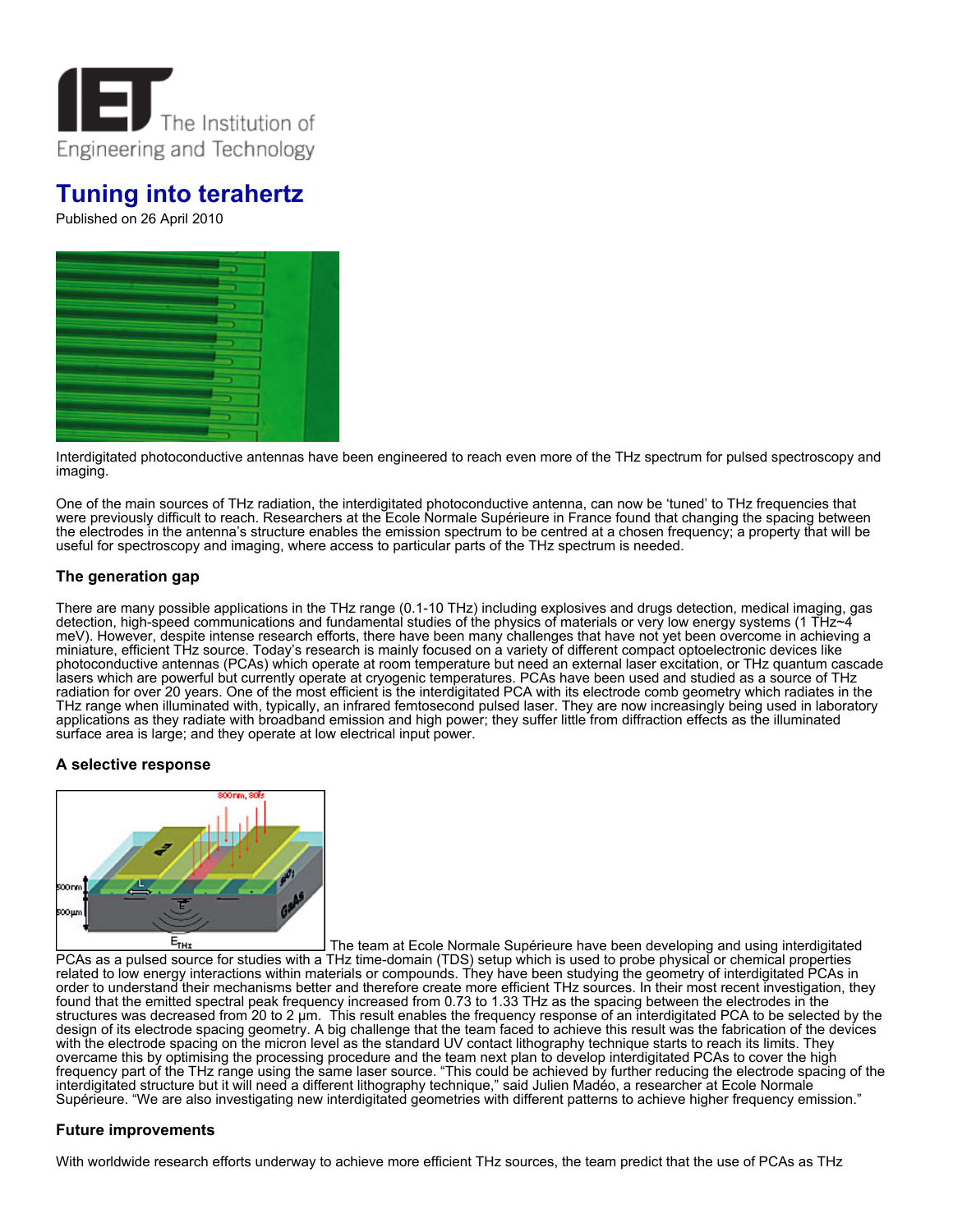# Tuning into terahertz

Published on 26 April 2010

Interdigitated photoconductive antennas have been engineered to reach even more of the THz spectrum for pulsed spectroscopy and imaging.

One of the main sources of THz radiation, the interdigitated photoconductive antenna, can now be 'tuned' to THz frequencies that were previously difficult to reach. Researchers at the Ecole Normale Supérieure in France found that changing the spacing between the electrodes in the antenna's structure enables the emission spectrum to be centred at a chosen frequency; a property that will be useful for spectroscopy and imaging, where access to particular parts of the THz spectrum is needed.

### The generation gap

There are many possible applications in the THz range (0.1-10 THz) including explosives and drugs detection, medical imaging, gas detection, high-speed communications and fundamental studies of the physics of materials or very low energy systems (1 THz~4 meV). However, despite intense research efforts, there have been many challenges that have not yet been overcome in achieving a miniature, efficient THz source. Today's research is mainly focused on a variety of different compact optoelectronic devices like photoconductive antennas (PCAs) which operate at room temperature but need an external laser excitation, or THz quantum cascade lasers which are powerful but currently operate at cryogenic temperatures. PCAs have been used and studied as a source of THz radiation for over 20 years. One of the most efficient is the interdigitated PCA with its electrode comb geometry which radiates in the THz range when illuminated with, typically, an infrared femtosecond pulsed laser. They are now increasingly being used in laboratory applications as they radiate with broadband emission and high power; they suffer little from diffraction effects as the illuminated surface area is large; and they operate at low electrical input power.

### A selective response

The team at Ecole Normale Supérieure have been developing and using interdigitated PCAs as a pulsed source for studies with a THz time-domain (TDS) setup which is used to probe physical or chemical properties related to low energy interactions within materials or compounds. They have been studying the geometry of interdigitated PCAs in order to understand their mechanisms better and therefore create more efficient THz sources. In their most recent investigation, they found that the emitted spectral peak frequency increased from 0.73 to 1.33 THz as the spacing between the electrodes in the structures was decreased from 20 to 2 µm. This result enables the frequency response of an interdigitated PCA to be selected by the design of its electrode spacing geometry. A big challenge that the team faced to achieve this result was the fabrication of the devices with the electrode spacing on the micron level as the standard UV contact lithography technique starts to reach its limits. They overcame this by optimising the processing procedure and the team next plan to develop interdigitated PCAs to cover the high frequency part of the THz range using the same laser source. "This could be achieved by further reducing the electrode spacing of the interdigitated structure but it will need a different lithography technique," said Julien Madéo, a researcher at Ecole Normale Supérieure. "We are also investigating new interdigitated geometries with different patterns to achieve higher frequency emission."

### Future improvements

With worldwide research efforts underway to achieve more efficient THz sources, the team predict that the use of PCAs as THz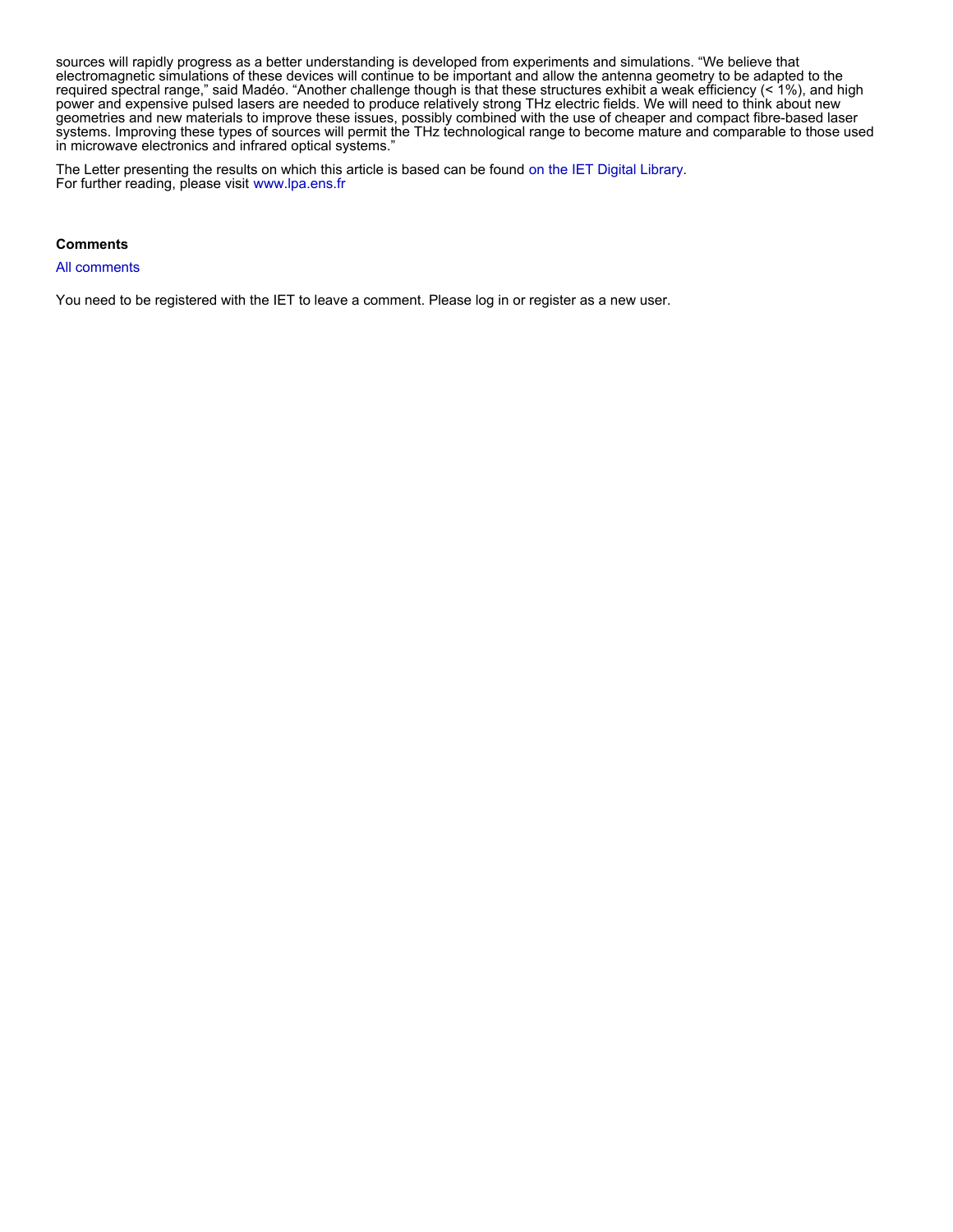sources will rapidly progress as a better understanding is developed from experiments and simulations. “We believe that electromagnetic simulations of these devices will continue to be important and allow the antenna geometry to be adapted to the required spectral range,” said Madéo. “Another challenge though is that these structures exhibit a weak efficiency (< 1%), and high power and expensive pulsed lasers are needed to produce relatively strong THz electric fields. We will need to think about new geometries and new materials to improve these issues, possibly combined with the use of cheaper and compact fibre-based laser systems. Improving these types of sources will permit the THz technological range to become mature and comparable to those used in microwave electronics and infrared optical systems.”

The Letter presenting the results on which this article is based can be found on the IET Digital Library.
For further reading, please visit www.lpa.ens.fr

**Comments**

All comments

You need to be registered with the IET to leave a comment. Please log in or register as a new user.